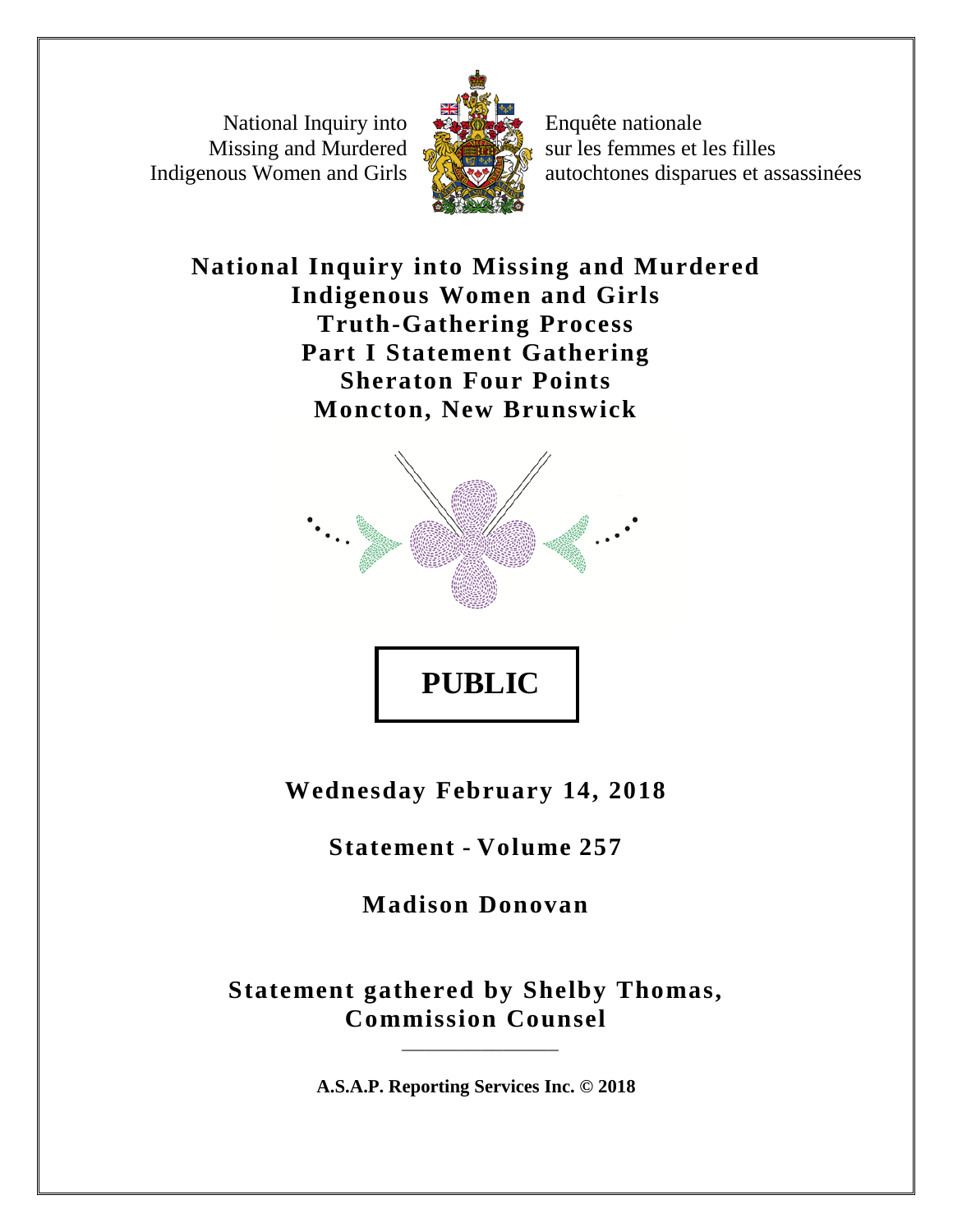National Inquiry into Missing and Murdered Indigenous Women and Girls

Enquête nationale sur les femmes et les filles autochtones disparues et assassinées

# National Inquiry into Missing and Murdered Indigenous Women and Girls Truth-Gathering Process Part I Statement Gathering Sheraton Four Points Moncton, New Brunswick

**PUBLIC**

**Wednesday February 14, 2018**

**Statement - Volume 257**

**Madison Donovan**

**Statement gathered by Shelby Thomas, Commission Counsel**

**A.S.A.P. Reporting Services Inc. © 2018**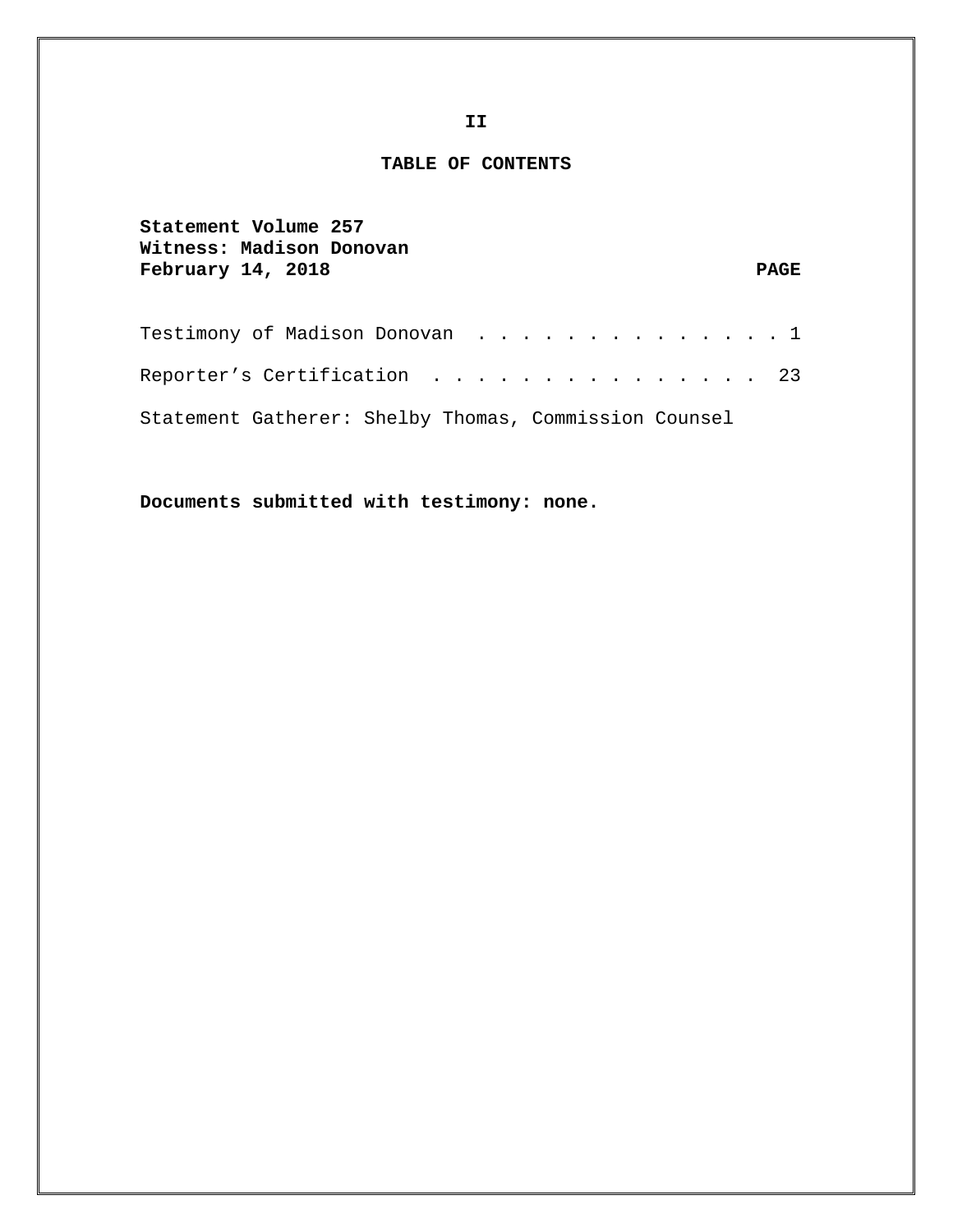**II**

# TABLE OF CONTENTS

**Statement Volume 257**
**Witness: Madison Donovan**
**February 14, 2018**

| | **PAGE** |
|---|---|
| Testimony of Madison Donovan | 1 |
| Reporter’s Certification | 23 |

Statement Gatherer: Shelby Thomas, Commission Counsel

**Documents submitted with testimony: none.**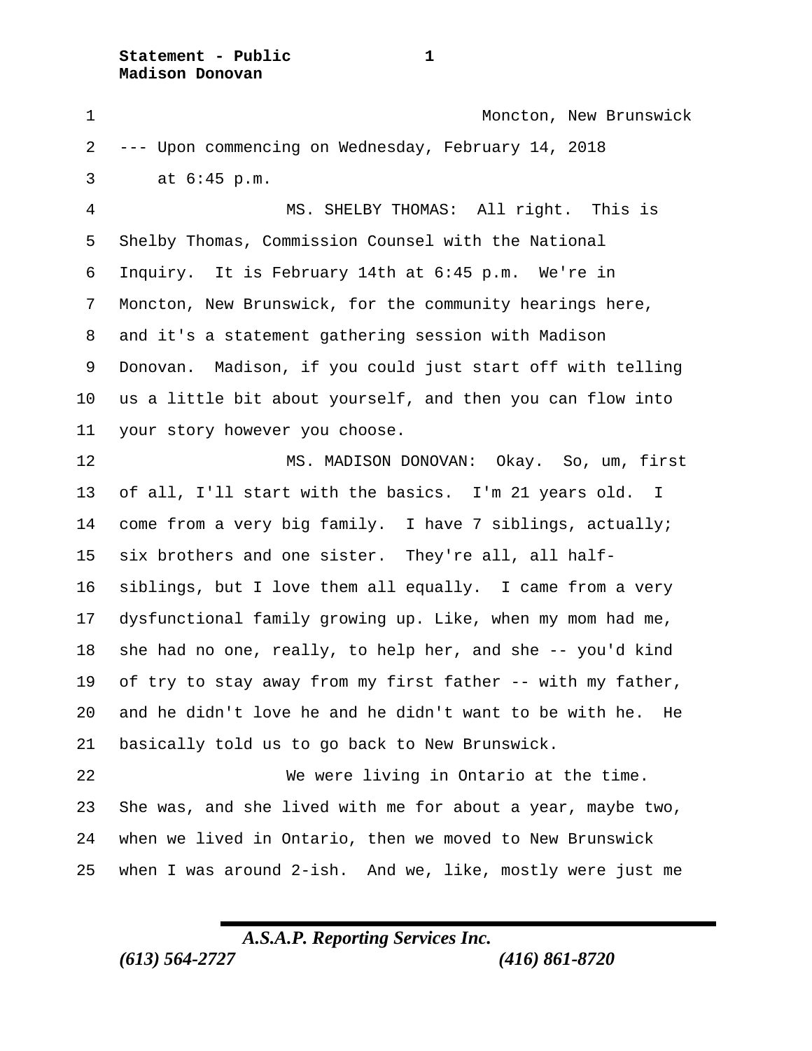Moncton, New Brunswick

--- Upon commencing on Wednesday, February 14, 2018 at 6:45 p.m.

MS. SHELBY THOMAS: All right. This is Shelby Thomas, Commission Counsel with the National Inquiry. It is February 14th at 6:45 p.m. We're in Moncton, New Brunswick, for the community hearings here, and it's a statement gathering session with Madison Donovan. Madison, if you could just start off with telling us a little bit about yourself, and then you can flow into your story however you choose.

MS. MADISON DONOVAN: Okay. So, um, first of all, I'll start with the basics. I'm 21 years old. I come from a very big family. I have 7 siblings, actually; six brothers and one sister. They're all, all half-siblings, but I love them all equally. I came from a very dysfunctional family growing up. Like, when my mom had me, she had no one, really, to help her, and she -- you'd kind of try to stay away from my first father -- with my father, and he didn't love he and he didn't want to be with he. He basically told us to go back to New Brunswick.

We were living in Ontario at the time. She was, and she lived with me for about a year, maybe two, when we lived in Ontario, then we moved to New Brunswick when I was around 2-ish. And we, like, mostly were just me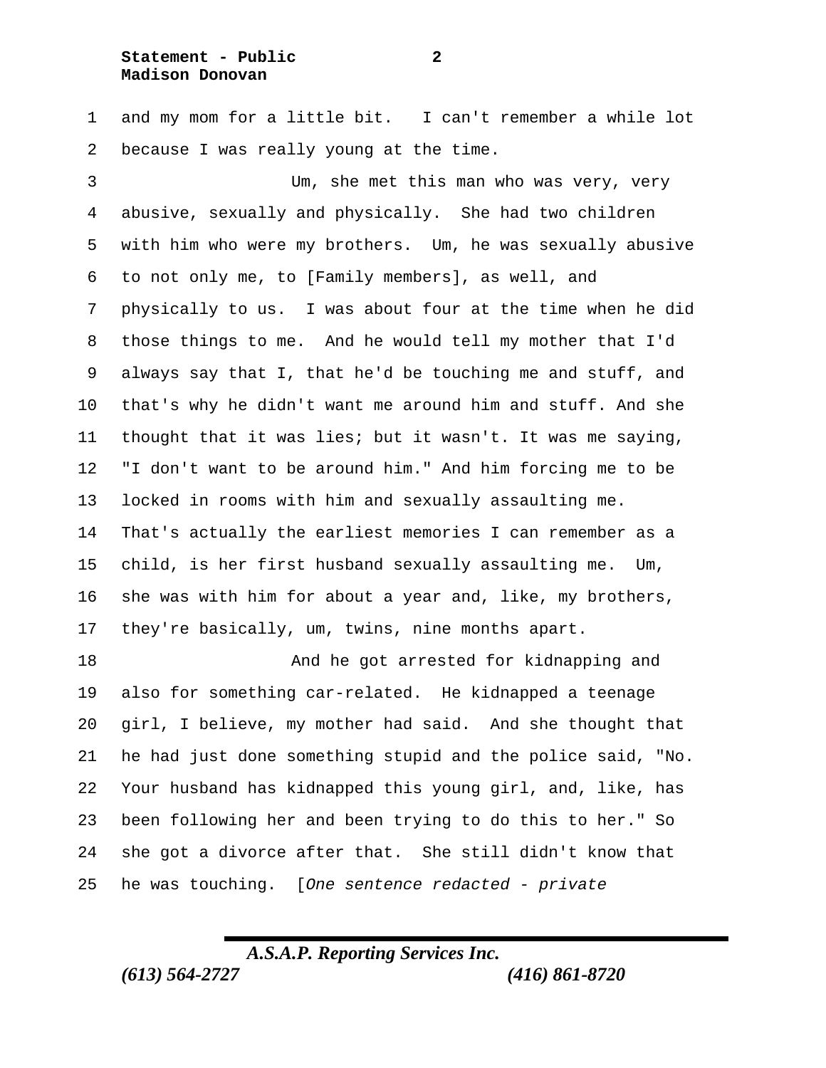and my mom for a little bit. I can't remember a while lot because I was really young at the time.

Um, she met this man who was very, very abusive, sexually and physically. She had two children with him who were my brothers. Um, he was sexually abusive to not only me, to [Family members], as well, and physically to us. I was about four at the time when he did those things to me. And he would tell my mother that I'd always say that I, that he'd be touching me and stuff, and that's why he didn't want me around him and stuff. And she thought that it was lies; but it wasn't. It was me saying, "I don't want to be around him." And him forcing me to be locked in rooms with him and sexually assaulting me. That's actually the earliest memories I can remember as a child, is her first husband sexually assaulting me. Um, she was with him for about a year and, like, my brothers, they're basically, um, twins, nine months apart.

And he got arrested for kidnapping and also for something car-related. He kidnapped a teenage girl, I believe, my mother had said. And she thought that he had just done something stupid and the police said, "No. Your husband has kidnapped this young girl, and, like, has been following her and been trying to do this to her." So she got a divorce after that. She still didn't know that he was touching. [*One sentence redacted - private*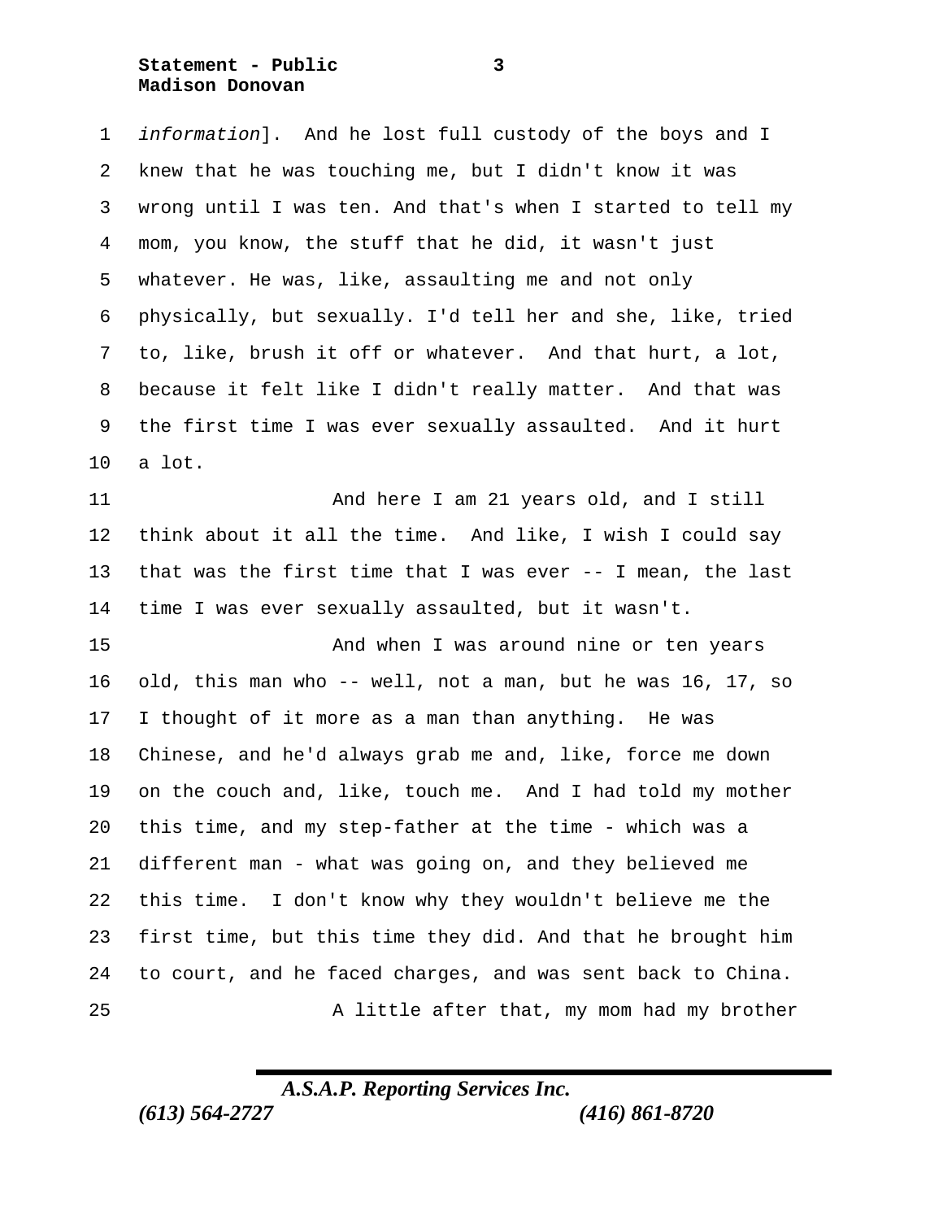*information*]. And he lost full custody of the boys and I knew that he was touching me, but I didn't know it was wrong until I was ten. And that's when I started to tell my mom, you know, the stuff that he did, it wasn't just whatever. He was, like, assaulting me and not only physically, but sexually. I'd tell her and she, like, tried to, like, brush it off or whatever. And that hurt, a lot, because it felt like I didn't really matter. And that was the first time I was ever sexually assaulted. And it hurt a lot.

And here I am 21 years old, and I still think about it all the time. And like, I wish I could say that was the first time that I was ever -- I mean, the last time I was ever sexually assaulted, but it wasn't.

And when I was around nine or ten years old, this man who -- well, not a man, but he was 16, 17, so I thought of it more as a man than anything. He was Chinese, and he'd always grab me and, like, force me down on the couch and, like, touch me. And I had told my mother this time, and my step-father at the time - which was a different man - what was going on, and they believed me this time. I don't know why they wouldn't believe me the first time, but this time they did. And that he brought him to court, and he faced charges, and was sent back to China.

A little after that, my mom had my brother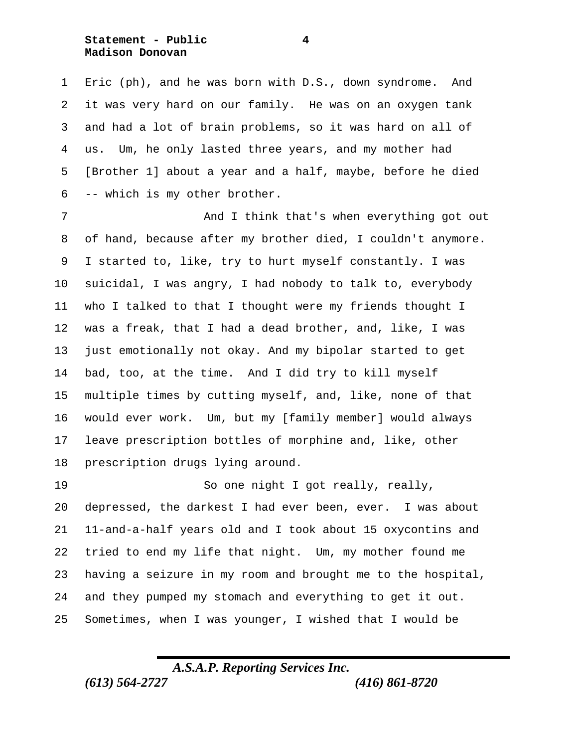Eric (ph), and he was born with D.S., down syndrome. And it was very hard on our family. He was on an oxygen tank and had a lot of brain problems, so it was hard on all of us. Um, he only lasted three years, and my mother had [Brother 1] about a year and a half, maybe, before he died -- which is my other brother.

And I think that's when everything got out of hand, because after my brother died, I couldn't anymore. I started to, like, try to hurt myself constantly. I was suicidal, I was angry, I had nobody to talk to, everybody who I talked to that I thought were my friends thought I was a freak, that I had a dead brother, and, like, I was just emotionally not okay. And my bipolar started to get bad, too, at the time. And I did try to kill myself multiple times by cutting myself, and, like, none of that would ever work. Um, but my [family member] would always leave prescription bottles of morphine and, like, other prescription drugs lying around.

So one night I got really, really, depressed, the darkest I had ever been, ever. I was about 11-and-a-half years old and I took about 15 oxycontins and tried to end my life that night. Um, my mother found me having a seizure in my room and brought me to the hospital, and they pumped my stomach and everything to get it out. Sometimes, when I was younger, I wished that I would be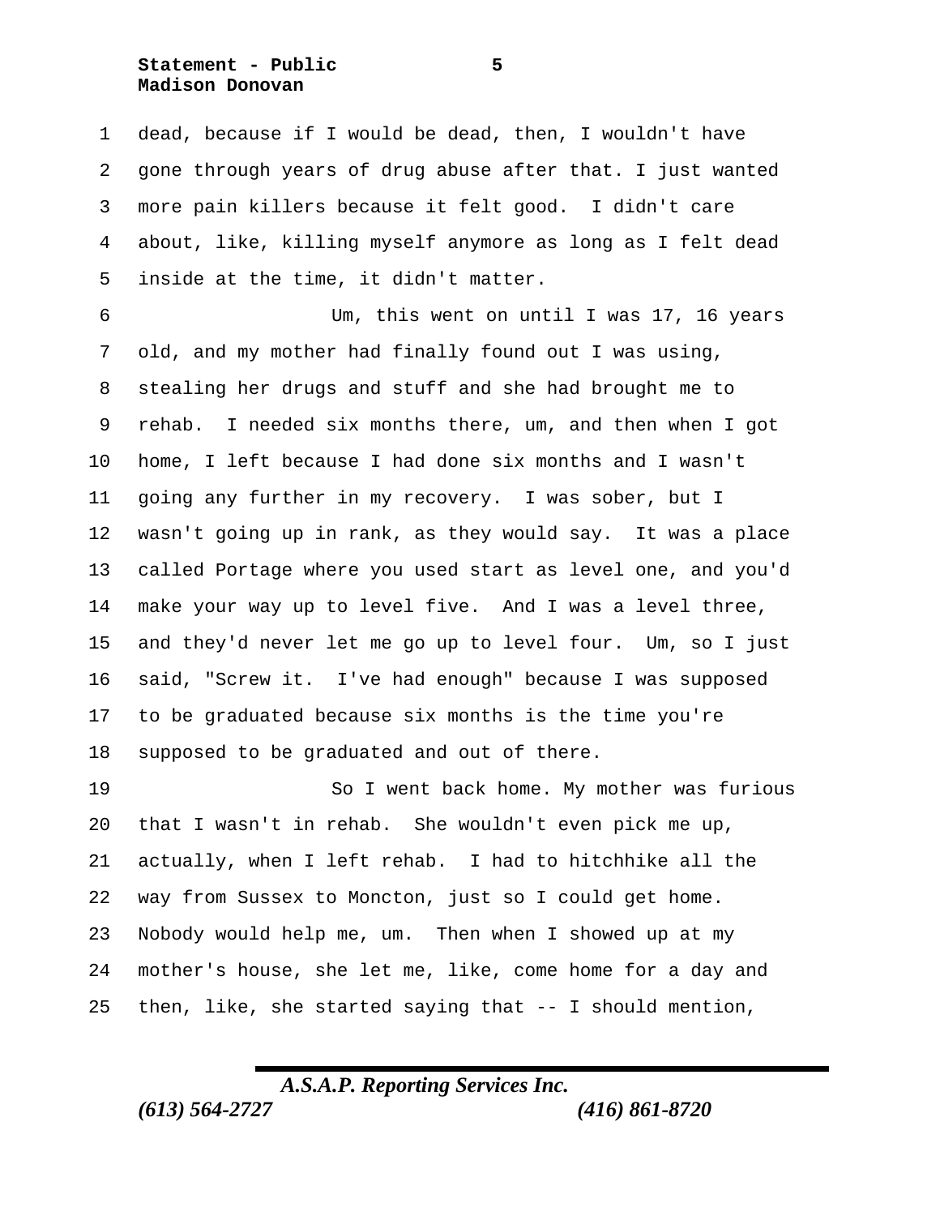dead, because if I would be dead, then, I wouldn't have gone through years of drug abuse after that. I just wanted more pain killers because it felt good. I didn't care about, like, killing myself anymore as long as I felt dead inside at the time, it didn't matter.

Um, this went on until I was 17, 16 years old, and my mother had finally found out I was using, stealing her drugs and stuff and she had brought me to rehab. I needed six months there, um, and then when I got home, I left because I had done six months and I wasn't going any further in my recovery. I was sober, but I wasn't going up in rank, as they would say. It was a place called Portage where you used start as level one, and you'd make your way up to level five. And I was a level three, and they'd never let me go up to level four. Um, so I just said, "Screw it. I've had enough" because I was supposed to be graduated because six months is the time you're supposed to be graduated and out of there.

So I went back home. My mother was furious that I wasn't in rehab. She wouldn't even pick me up, actually, when I left rehab. I had to hitchhike all the way from Sussex to Moncton, just so I could get home. Nobody would help me, um. Then when I showed up at my mother's house, she let me, like, come home for a day and then, like, she started saying that -- I should mention,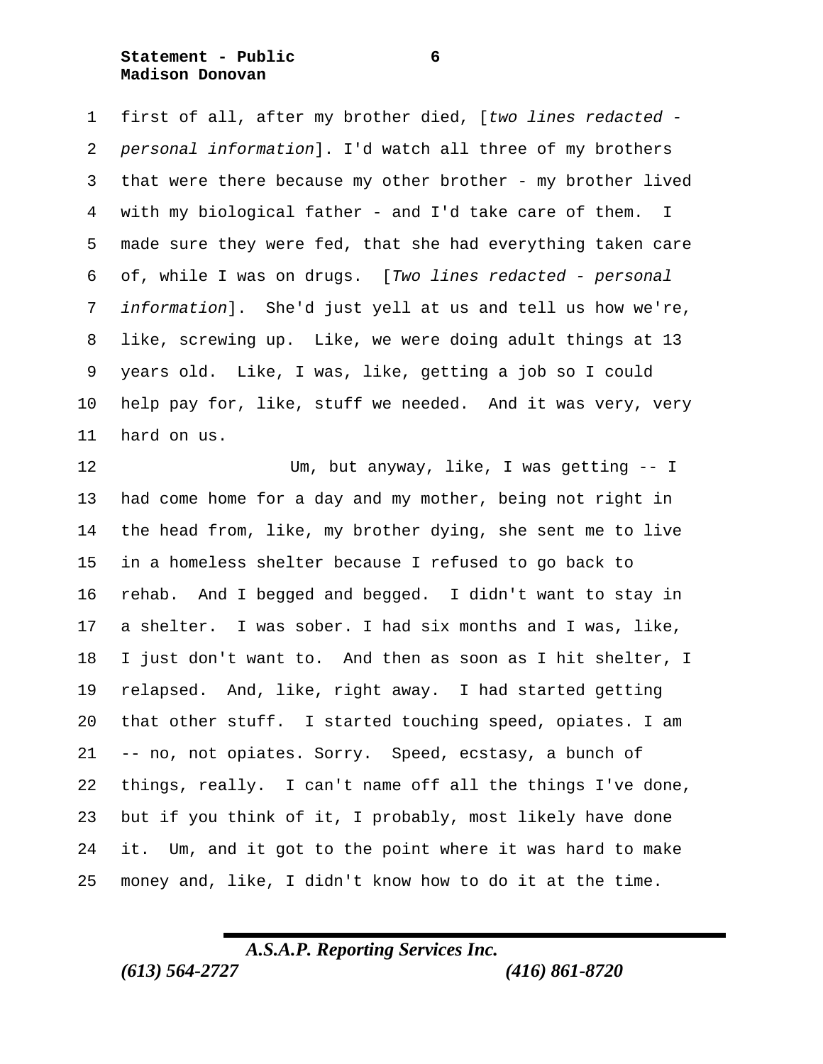first of all, after my brother died, [*two lines redacted - personal information*]. I'd watch all three of my brothers that were there because my other brother - my brother lived with my biological father - and I'd take care of them. I made sure they were fed, that she had everything taken care of, while I was on drugs. [*Two lines redacted - personal information*]. She'd just yell at us and tell us how we're, like, screwing up. Like, we were doing adult things at 13 years old. Like, I was, like, getting a job so I could help pay for, like, stuff we needed. And it was very, very hard on us.

Um, but anyway, like, I was getting -- I had come home for a day and my mother, being not right in the head from, like, my brother dying, she sent me to live in a homeless shelter because I refused to go back to rehab. And I begged and begged. I didn't want to stay in a shelter. I was sober. I had six months and I was, like, I just don't want to. And then as soon as I hit shelter, I relapsed. And, like, right away. I had started getting that other stuff. I started touching speed, opiates. I am -- no, not opiates. Sorry. Speed, ecstasy, a bunch of things, really. I can't name off all the things I've done, but if you think of it, I probably, most likely have done it. Um, and it got to the point where it was hard to make money and, like, I didn't know how to do it at the time.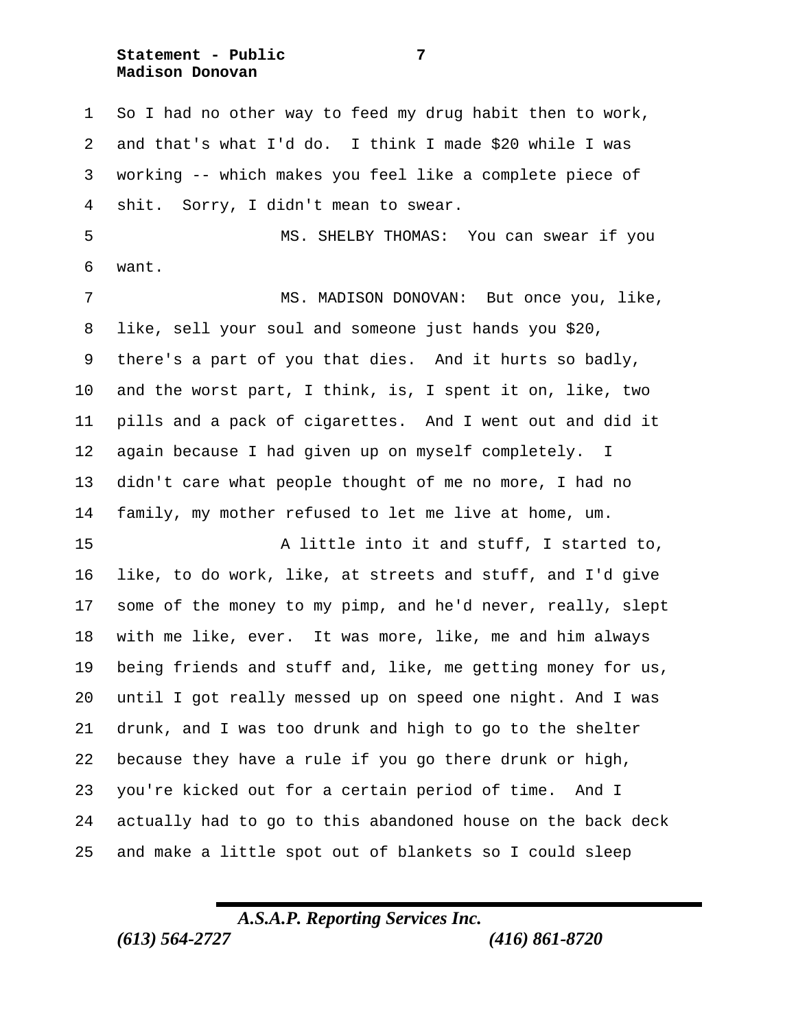So I had no other way to feed my drug habit then to work, and that's what I'd do. I think I made $20 while I was working -- which makes you feel like a complete piece of shit. Sorry, I didn't mean to swear.

MS. SHELBY THOMAS: You can swear if you want.

MS. MADISON DONOVAN: But once you, like, like, sell your soul and someone just hands you $20, there's a part of you that dies. And it hurts so badly, and the worst part, I think, is, I spent it on, like, two pills and a pack of cigarettes. And I went out and did it again because I had given up on myself completely. I didn't care what people thought of me no more, I had no family, my mother refused to let me live at home, um.

A little into it and stuff, I started to, like, to do work, like, at streets and stuff, and I'd give some of the money to my pimp, and he'd never, really, slept with me like, ever. It was more, like, me and him always being friends and stuff and, like, me getting money for us, until I got really messed up on speed one night. And I was drunk, and I was too drunk and high to go to the shelter because they have a rule if you go there drunk or high, you're kicked out for a certain period of time. And I actually had to go to this abandoned house on the back deck and make a little spot out of blankets so I could sleep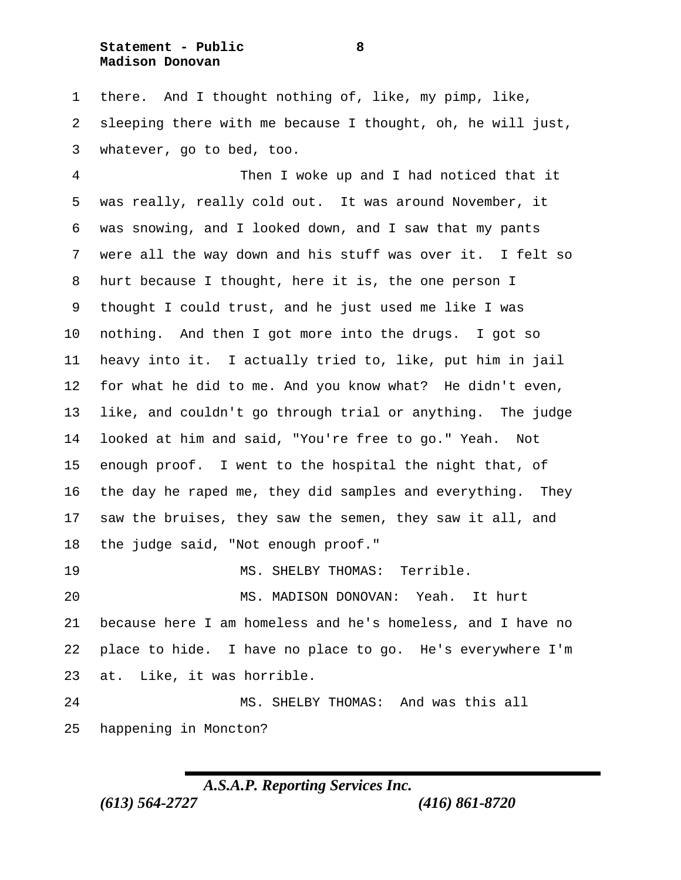there. And I thought nothing of, like, my pimp, like, sleeping there with me because I thought, oh, he will just, whatever, go to bed, too.

Then I woke up and I had noticed that it was really, really cold out. It was around November, it was snowing, and I looked down, and I saw that my pants were all the way down and his stuff was over it. I felt so hurt because I thought, here it is, the one person I thought I could trust, and he just used me like I was nothing. And then I got more into the drugs. I got so heavy into it. I actually tried to, like, put him in jail for what he did to me. And you know what? He didn't even, like, and couldn't go through trial or anything. The judge looked at him and said, "You're free to go." Yeah. Not enough proof. I went to the hospital the night that, of the day he raped me, they did samples and everything. They saw the bruises, they saw the semen, they saw it all, and the judge said, "Not enough proof."

MS. SHELBY THOMAS: Terrible.

MS. MADISON DONOVAN: Yeah. It hurt because here I am homeless and he's homeless, and I have no place to hide. I have no place to go. He's everywhere I'm at. Like, it was horrible.

MS. SHELBY THOMAS: And was this all happening in Moncton?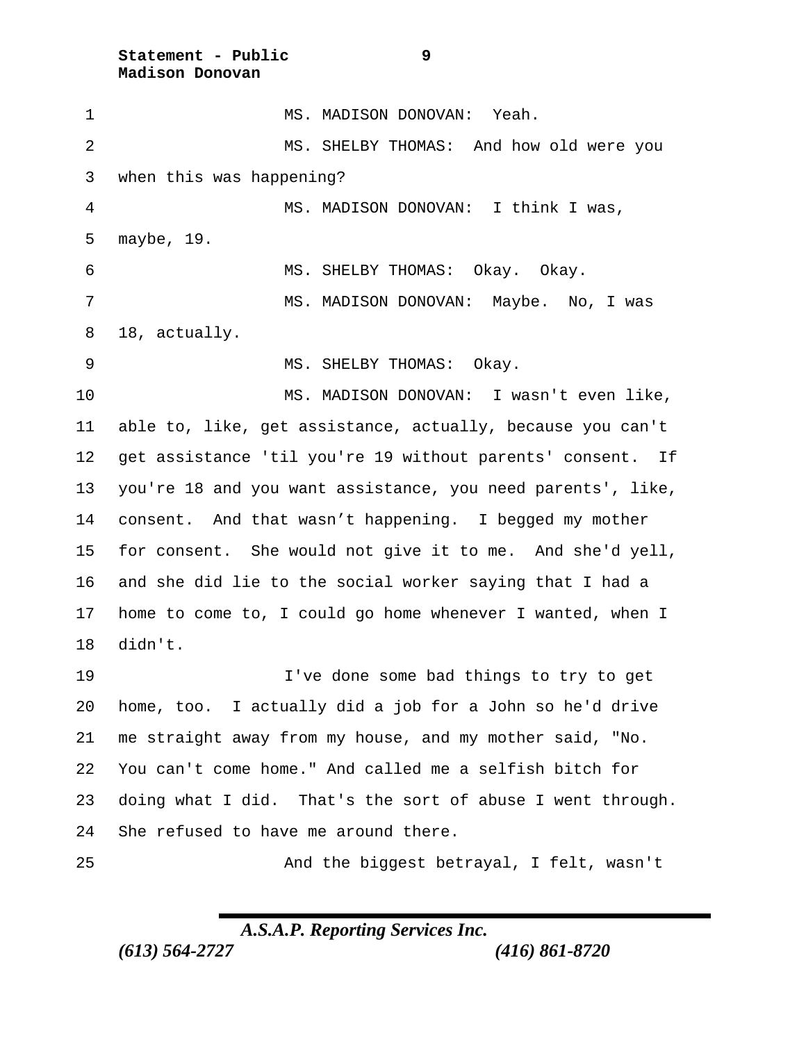MS. MADISON DONOVAN: Yeah.

MS. SHELBY THOMAS: And how old were you when this was happening?

MS. MADISON DONOVAN: I think I was, maybe, 19.

MS. SHELBY THOMAS: Okay. Okay.

MS. MADISON DONOVAN: Maybe. No, I was 18, actually.

MS. SHELBY THOMAS: Okay.

MS. MADISON DONOVAN: I wasn't even like, able to, like, get assistance, actually, because you can't get assistance 'til you're 19 without parents' consent. If you're 18 and you want assistance, you need parents', like, consent. And that wasn't happening. I begged my mother for consent. She would not give it to me. And she'd yell, and she did lie to the social worker saying that I had a home to come to, I could go home whenever I wanted, when I didn't.

I've done some bad things to try to get home, too. I actually did a job for a John so he'd drive me straight away from my house, and my mother said, "No. You can't come home." And called me a selfish bitch for doing what I did. That's the sort of abuse I went through. She refused to have me around there.

And the biggest betrayal, I felt, wasn't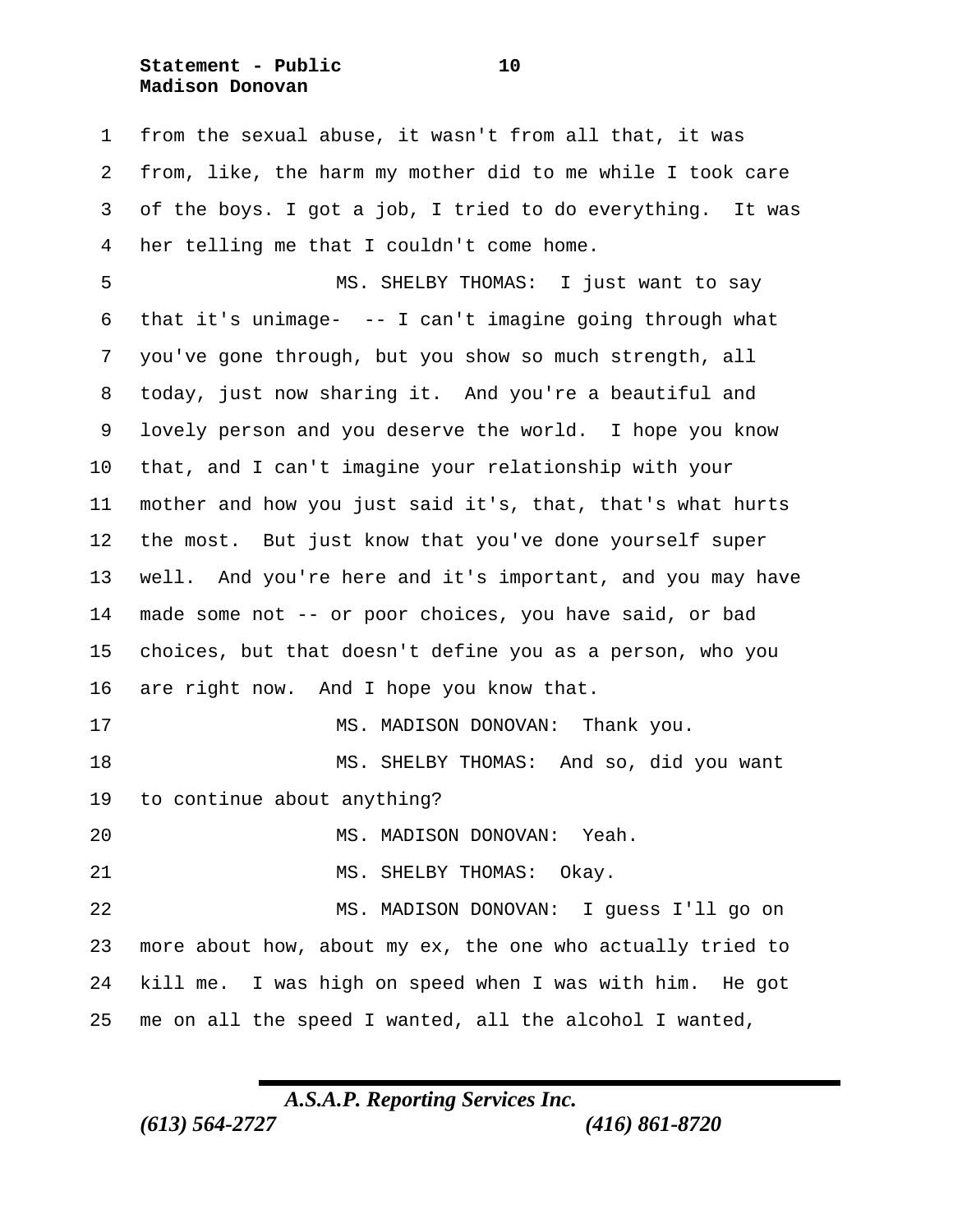from the sexual abuse, it wasn't from all that, it was from, like, the harm my mother did to me while I took care of the boys. I got a job, I tried to do everything. It was her telling me that I couldn't come home.

MS. SHELBY THOMAS: I just want to say that it's unimage- -- I can't imagine going through what you've gone through, but you show so much strength, all today, just now sharing it. And you're a beautiful and lovely person and you deserve the world. I hope you know that, and I can't imagine your relationship with your mother and how you just said it's, that, that's what hurts the most. But just know that you've done yourself super well. And you're here and it's important, and you may have made some not -- or poor choices, you have said, or bad choices, but that doesn't define you as a person, who you are right now. And I hope you know that.

MS. MADISON DONOVAN: Thank you.

MS. SHELBY THOMAS: And so, did you want to continue about anything?

MS. MADISON DONOVAN: Yeah.

MS. SHELBY THOMAS: Okay.

MS. MADISON DONOVAN: I guess I'll go on more about how, about my ex, the one who actually tried to kill me. I was high on speed when I was with him. He got me on all the speed I wanted, all the alcohol I wanted,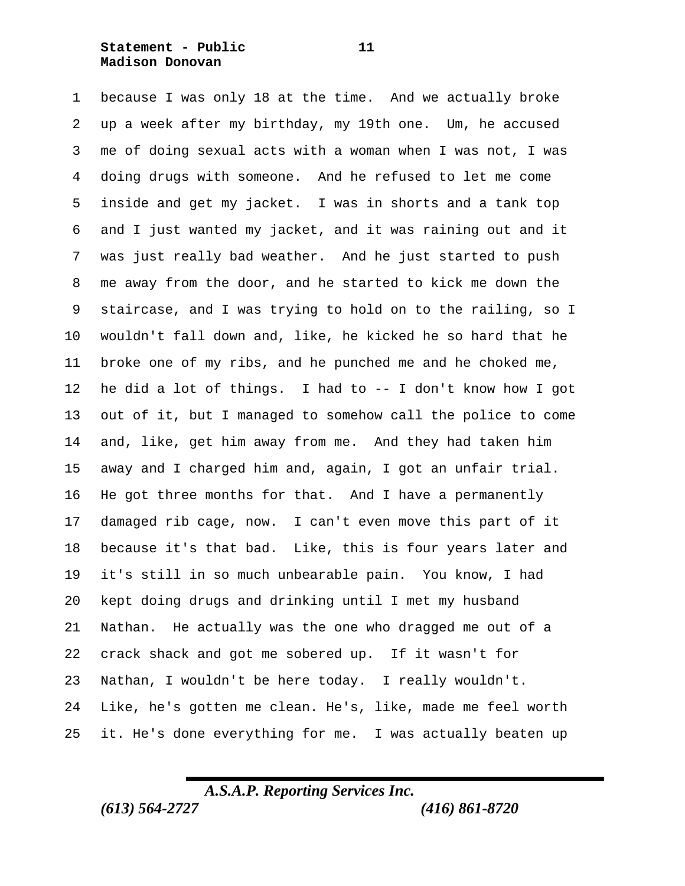because I was only 18 at the time. And we actually broke up a week after my birthday, my 19th one. Um, he accused me of doing sexual acts with a woman when I was not, I was doing drugs with someone. And he refused to let me come inside and get my jacket. I was in shorts and a tank top and I just wanted my jacket, and it was raining out and it was just really bad weather. And he just started to push me away from the door, and he started to kick me down the staircase, and I was trying to hold on to the railing, so I wouldn't fall down and, like, he kicked he so hard that he broke one of my ribs, and he punched me and he choked me, he did a lot of things. I had to -- I don't know how I got out of it, but I managed to somehow call the police to come and, like, get him away from me. And they had taken him away and I charged him and, again, I got an unfair trial. He got three months for that. And I have a permanently damaged rib cage, now. I can't even move this part of it because it's that bad. Like, this is four years later and it's still in so much unbearable pain. You know, I had kept doing drugs and drinking until I met my husband Nathan. He actually was the one who dragged me out of a crack shack and got me sobered up. If it wasn't for Nathan, I wouldn't be here today. I really wouldn't. Like, he's gotten me clean. He's, like, made me feel worth it. He's done everything for me. I was actually beaten up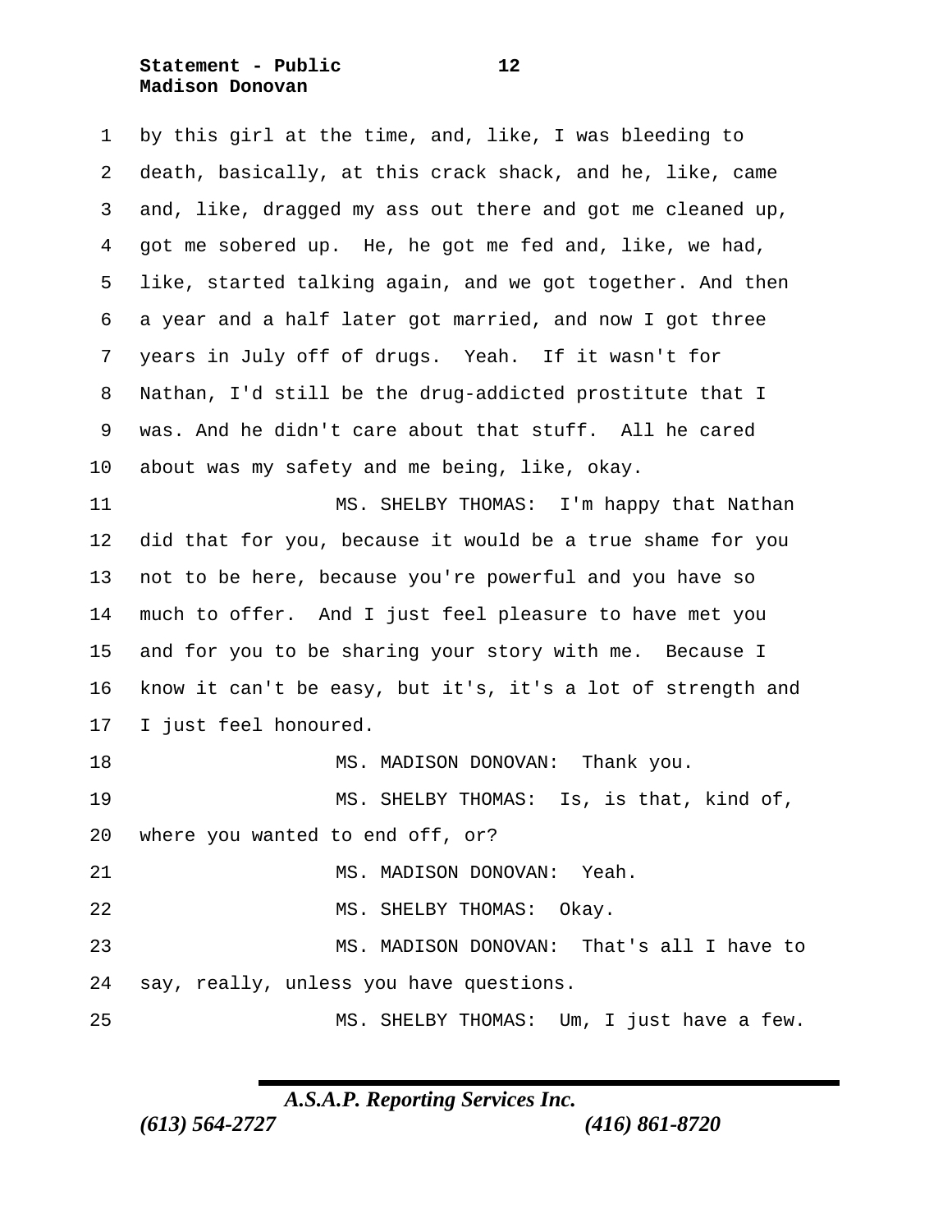by this girl at the time, and, like, I was bleeding to death, basically, at this crack shack, and he, like, came and, like, dragged my ass out there and got me cleaned up, got me sobered up. He, he got me fed and, like, we had, like, started talking again, and we got together. And then a year and a half later got married, and now I got three years in July off of drugs. Yeah. If it wasn't for Nathan, I'd still be the drug-addicted prostitute that I was. And he didn't care about that stuff. All he cared about was my safety and me being, like, okay.

MS. SHELBY THOMAS: I'm happy that Nathan did that for you, because it would be a true shame for you not to be here, because you're powerful and you have so much to offer. And I just feel pleasure to have met you and for you to be sharing your story with me. Because I know it can't be easy, but it's, it's a lot of strength and I just feel honoured.

MS. MADISON DONOVAN: Thank you.

MS. SHELBY THOMAS: Is, is that, kind of, where you wanted to end off, or?

MS. MADISON DONOVAN: Yeah.

MS. SHELBY THOMAS: Okay.

MS. MADISON DONOVAN: That's all I have to say, really, unless you have questions.

MS. SHELBY THOMAS: Um, I just have a few.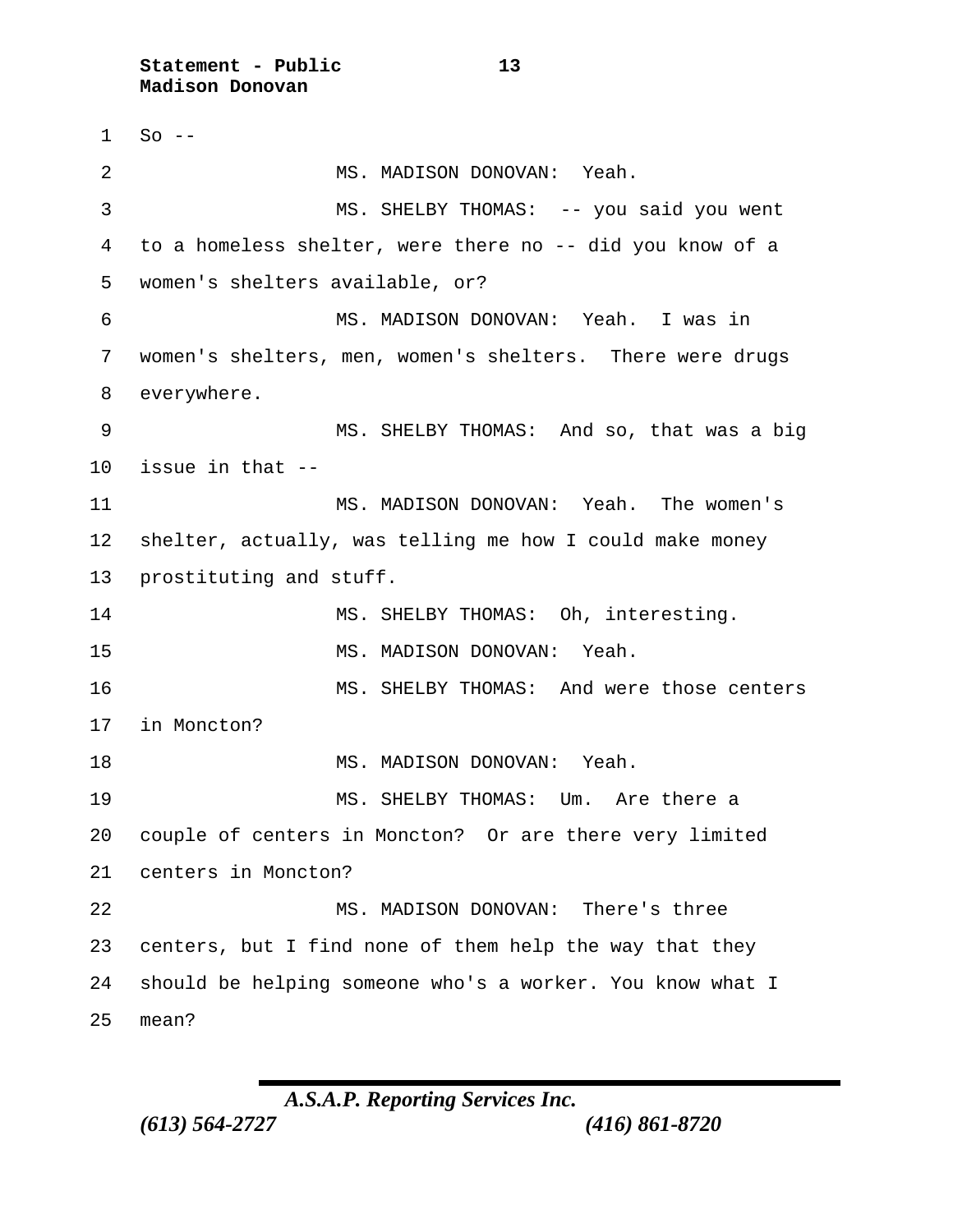So --

MS. MADISON DONOVAN: Yeah.

MS. SHELBY THOMAS: -- you said you went to a homeless shelter, were there no -- did you know of a women's shelters available, or?

MS. MADISON DONOVAN: Yeah. I was in women's shelters, men, women's shelters. There were drugs everywhere.

MS. SHELBY THOMAS: And so, that was a big issue in that --

MS. MADISON DONOVAN: Yeah. The women's shelter, actually, was telling me how I could make money prostituting and stuff.

MS. SHELBY THOMAS: Oh, interesting.

MS. MADISON DONOVAN: Yeah.

MS. SHELBY THOMAS: And were those centers in Moncton?

MS. MADISON DONOVAN: Yeah.

MS. SHELBY THOMAS: Um. Are there a couple of centers in Moncton? Or are there very limited centers in Moncton?

MS. MADISON DONOVAN: There's three centers, but I find none of them help the way that they should be helping someone who's a worker. You know what I mean?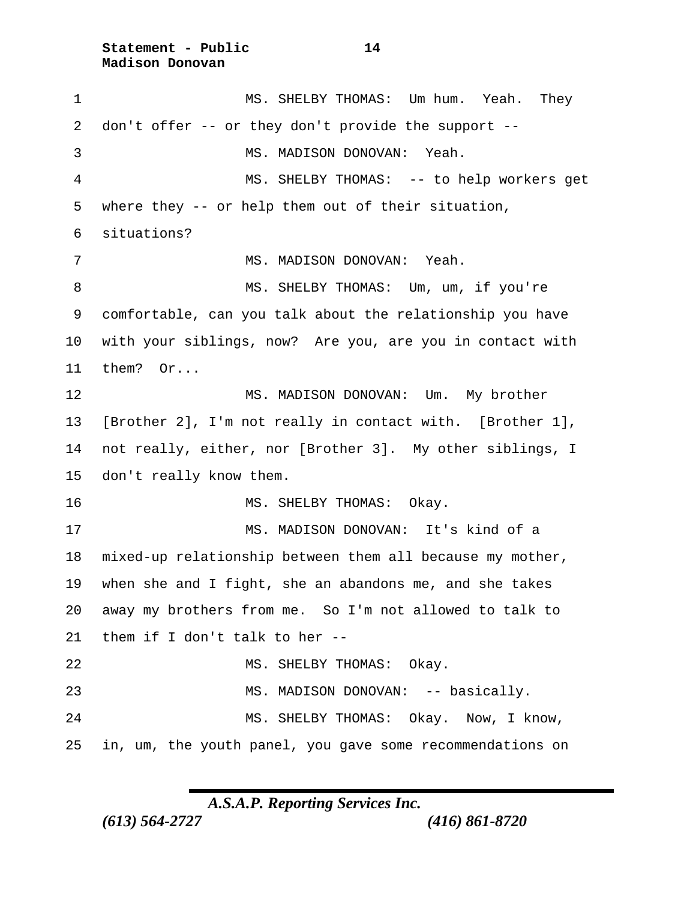MS. SHELBY THOMAS: Um hum. Yeah. They don't offer -- or they don't provide the support --

MS. MADISON DONOVAN: Yeah.

MS. SHELBY THOMAS: -- to help workers get where they -- or help them out of their situation, situations?

MS. MADISON DONOVAN: Yeah.

MS. SHELBY THOMAS: Um, um, if you're comfortable, can you talk about the relationship you have with your siblings, now? Are you, are you in contact with them? Or...

MS. MADISON DONOVAN: Um. My brother [Brother 2], I'm not really in contact with. [Brother 1], not really, either, nor [Brother 3]. My other siblings, I don't really know them.

MS. SHELBY THOMAS: Okay.

MS. MADISON DONOVAN: It's kind of a mixed-up relationship between them all because my mother, when she and I fight, she an abandons me, and she takes away my brothers from me. So I'm not allowed to talk to them if I don't talk to her --

MS. SHELBY THOMAS: Okay.

MS. MADISON DONOVAN: -- basically.

MS. SHELBY THOMAS: Okay. Now, I know, in, um, the youth panel, you gave some recommendations on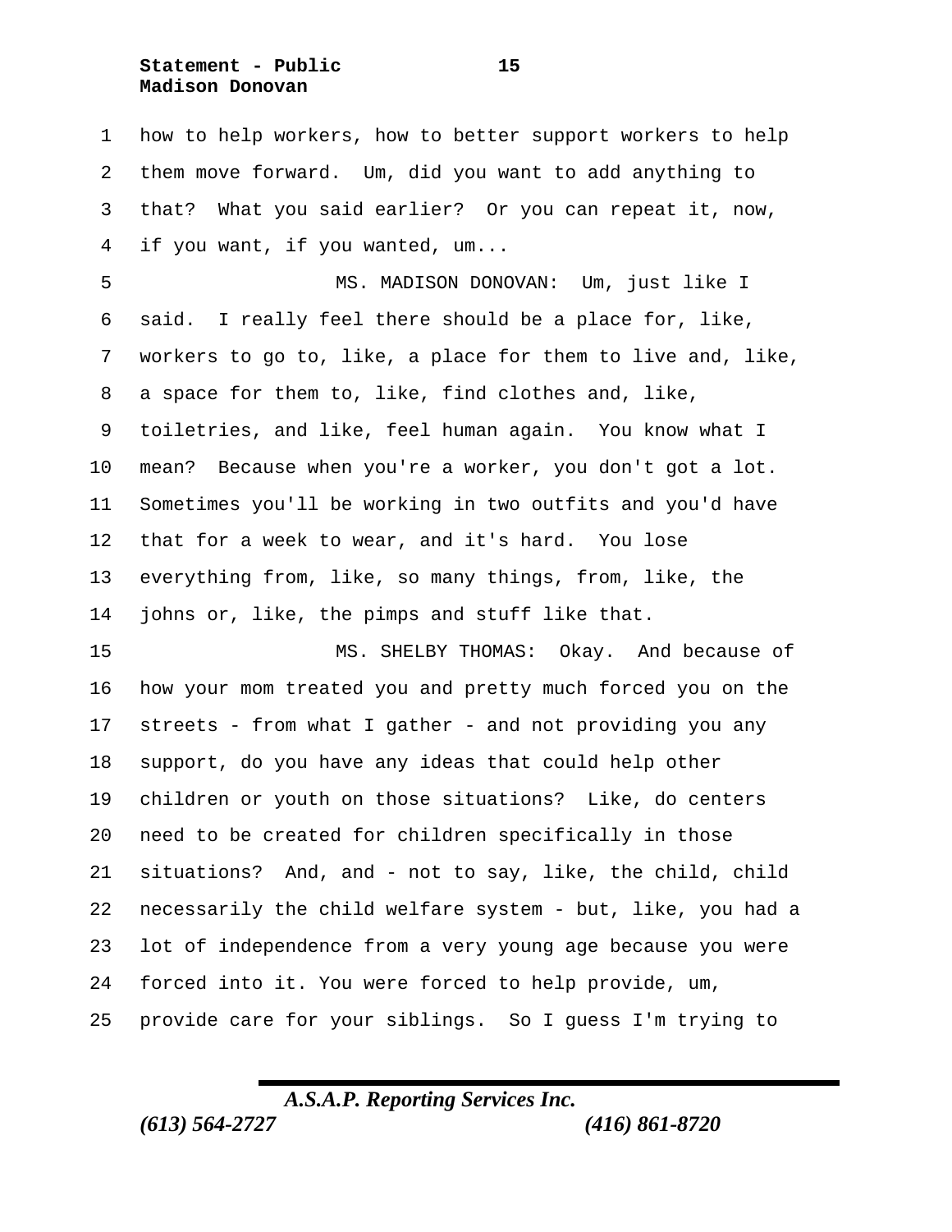how to help workers, how to better support workers to help them move forward. Um, did you want to add anything to that? What you said earlier? Or you can repeat it, now, if you want, if you wanted, um...

MS. MADISON DONOVAN: Um, just like I said. I really feel there should be a place for, like, workers to go to, like, a place for them to live and, like, a space for them to, like, find clothes and, like, toiletries, and like, feel human again. You know what I mean? Because when you're a worker, you don't got a lot. Sometimes you'll be working in two outfits and you'd have that for a week to wear, and it's hard. You lose everything from, like, so many things, from, like, the johns or, like, the pimps and stuff like that.

MS. SHELBY THOMAS: Okay. And because of how your mom treated you and pretty much forced you on the streets - from what I gather - and not providing you any support, do you have any ideas that could help other children or youth on those situations? Like, do centers need to be created for children specifically in those situations? And, and - not to say, like, the child, child necessarily the child welfare system - but, like, you had a lot of independence from a very young age because you were forced into it. You were forced to help provide, um, provide care for your siblings. So I guess I'm trying to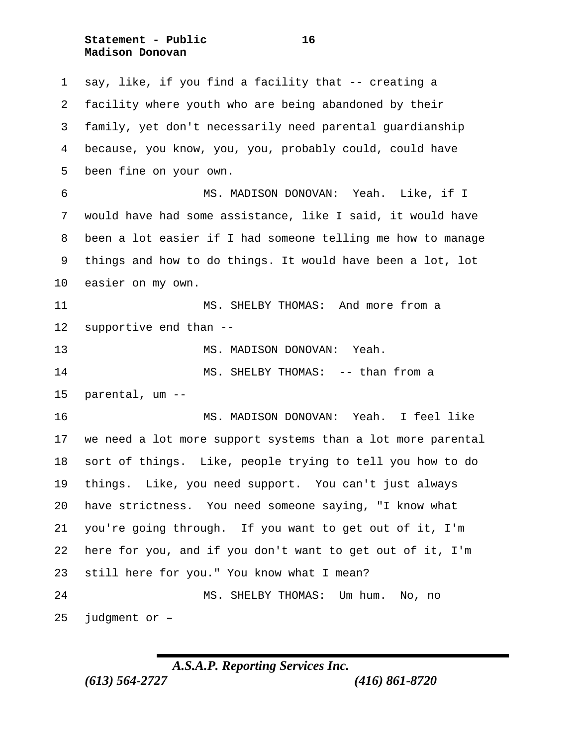say, like, if you find a facility that -- creating a facility where youth who are being abandoned by their family, yet don't necessarily need parental guardianship because, you know, you, you, probably could, could have been fine on your own.

MS. MADISON DONOVAN: Yeah. Like, if I would have had some assistance, like I said, it would have been a lot easier if I had someone telling me how to manage things and how to do things. It would have been a lot, lot easier on my own.

MS. SHELBY THOMAS: And more from a supportive end than --

MS. MADISON DONOVAN: Yeah.

MS. SHELBY THOMAS: -- than from a parental, um --

MS. MADISON DONOVAN: Yeah. I feel like we need a lot more support systems than a lot more parental sort of things. Like, people trying to tell you how to do things. Like, you need support. You can't just always have strictness. You need someone saying, "I know what you're going through. If you want to get out of it, I'm here for you, and if you don't want to get out of it, I'm still here for you." You know what I mean?

MS. SHELBY THOMAS: Um hum. No, no judgment or –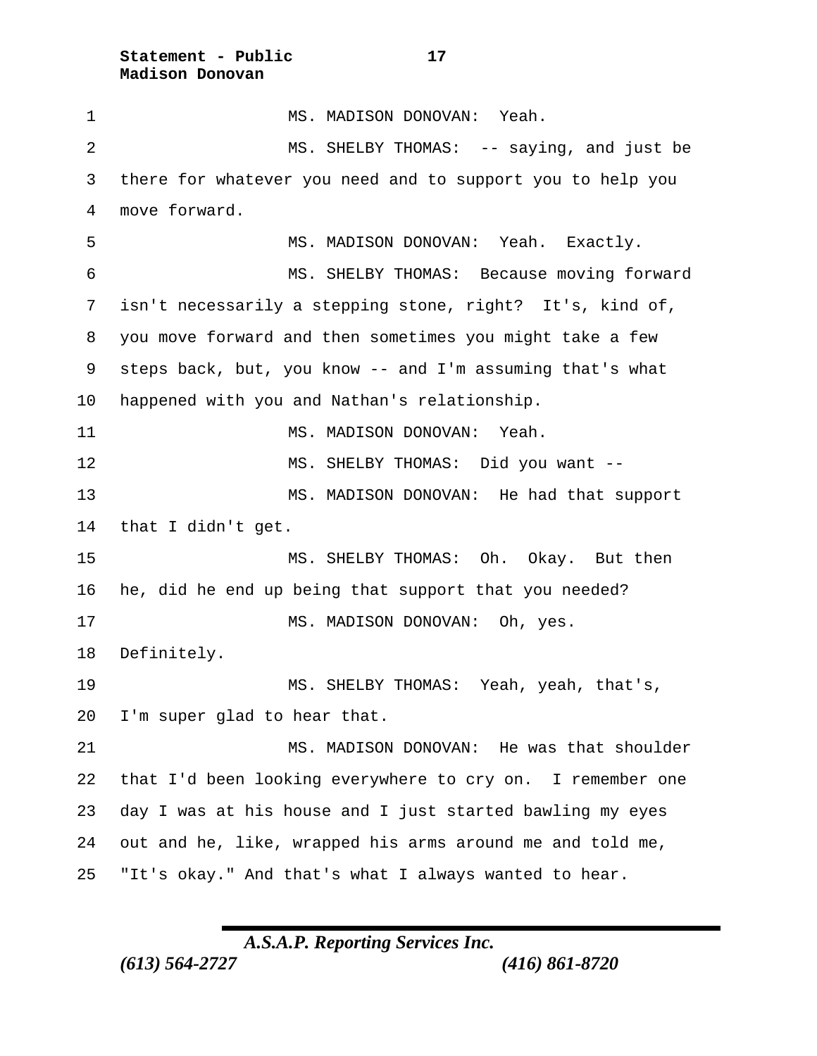MS. MADISON DONOVAN: Yeah.

MS. SHELBY THOMAS: -- saying, and just be there for whatever you need and to support you to help you move forward.

MS. MADISON DONOVAN: Yeah. Exactly.

MS. SHELBY THOMAS: Because moving forward isn't necessarily a stepping stone, right? It's, kind of, you move forward and then sometimes you might take a few steps back, but, you know -- and I'm assuming that's what happened with you and Nathan's relationship.

MS. MADISON DONOVAN: Yeah.

MS. SHELBY THOMAS: Did you want --

MS. MADISON DONOVAN: He had that support that I didn't get.

MS. SHELBY THOMAS: Oh. Okay. But then he, did he end up being that support that you needed?

MS. MADISON DONOVAN: Oh, yes. Definitely.

MS. SHELBY THOMAS: Yeah, yeah, that's, I'm super glad to hear that.

MS. MADISON DONOVAN: He was that shoulder that I'd been looking everywhere to cry on. I remember one day I was at his house and I just started bawling my eyes out and he, like, wrapped his arms around me and told me, "It's okay." And that's what I always wanted to hear.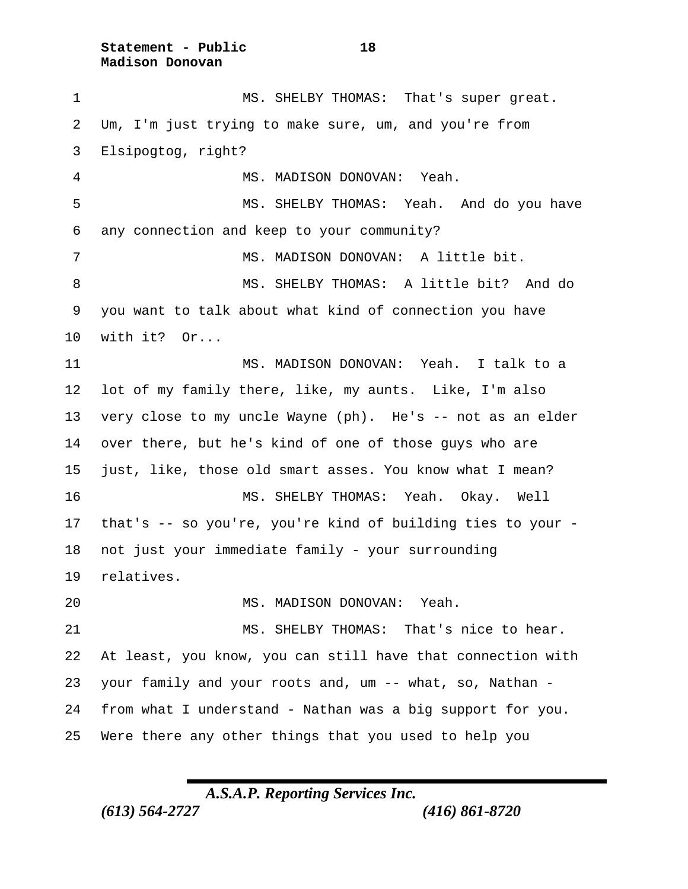MS. SHELBY THOMAS: That's super great. Um, I'm just trying to make sure, um, and you're from Elsipogtog, right?

MS. MADISON DONOVAN: Yeah.

MS. SHELBY THOMAS: Yeah. And do you have any connection and keep to your community?

MS. MADISON DONOVAN: A little bit.

MS. SHELBY THOMAS: A little bit? And do you want to talk about what kind of connection you have with it? Or...

MS. MADISON DONOVAN: Yeah. I talk to a lot of my family there, like, my aunts. Like, I'm also very close to my uncle Wayne (ph). He's -- not as an elder over there, but he's kind of one of those guys who are just, like, those old smart asses. You know what I mean?

MS. SHELBY THOMAS: Yeah. Okay. Well that's -- so you're, you're kind of building ties to your - not just your immediate family - your surrounding relatives.

MS. MADISON DONOVAN: Yeah.

MS. SHELBY THOMAS: That's nice to hear. At least, you know, you can still have that connection with your family and your roots and, um -- what, so, Nathan - from what I understand - Nathan was a big support for you. Were there any other things that you used to help you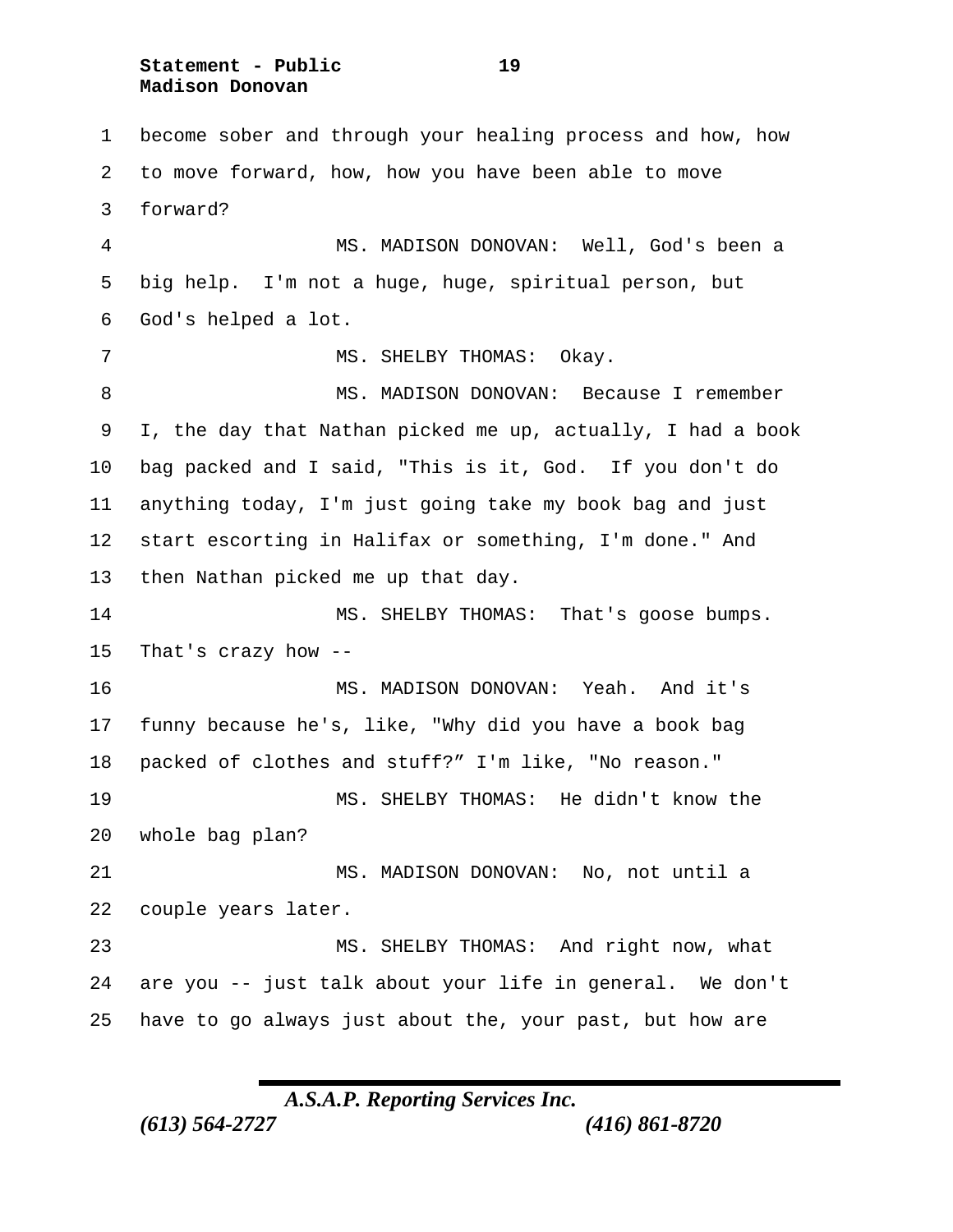become sober and through your healing process and how, how to move forward, how, how you have been able to move forward?

MS. MADISON DONOVAN: Well, God's been a big help. I'm not a huge, huge, spiritual person, but God's helped a lot.

MS. SHELBY THOMAS: Okay.

MS. MADISON DONOVAN: Because I remember I, the day that Nathan picked me up, actually, I had a book bag packed and I said, "This is it, God. If you don't do anything today, I'm just going take my book bag and just start escorting in Halifax or something, I'm done." And then Nathan picked me up that day.

MS. SHELBY THOMAS: That's goose bumps. That's crazy how --

MS. MADISON DONOVAN: Yeah. And it's funny because he's, like, "Why did you have a book bag packed of clothes and stuff?" I'm like, "No reason."

MS. SHELBY THOMAS: He didn't know the whole bag plan?

MS. MADISON DONOVAN: No, not until a couple years later.

MS. SHELBY THOMAS: And right now, what are you -- just talk about your life in general. We don't have to go always just about the, your past, but how are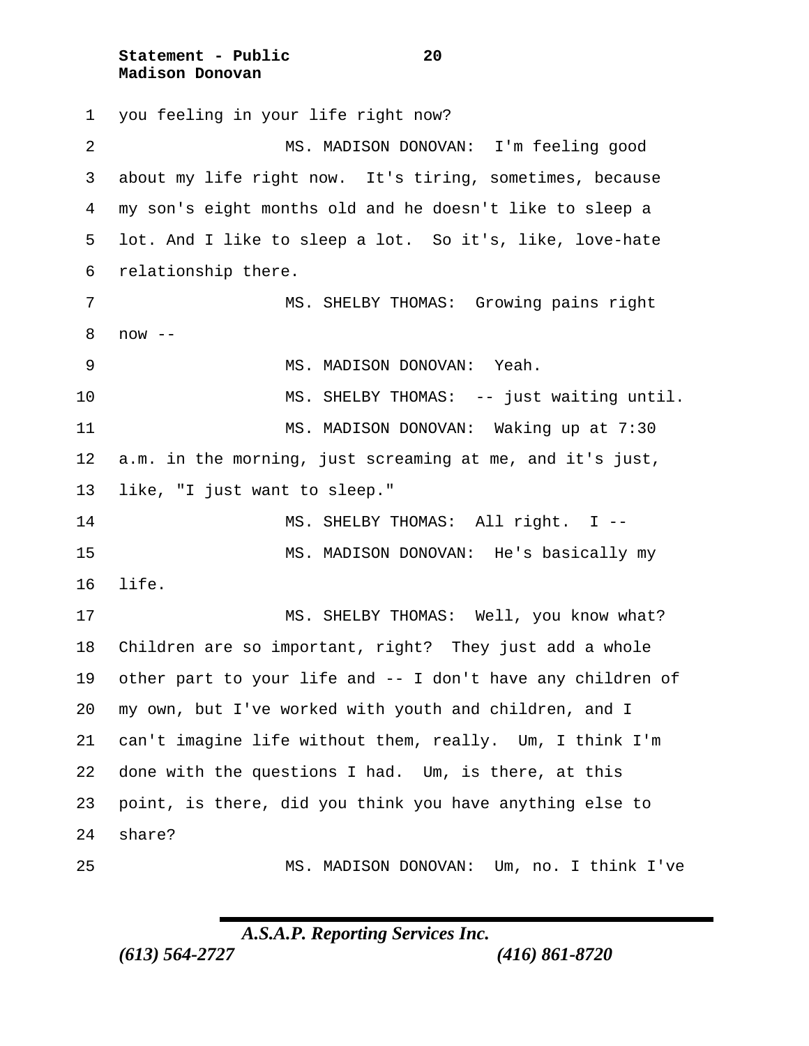you feeling in your life right now?

MS. MADISON DONOVAN: I'm feeling good about my life right now. It's tiring, sometimes, because my son's eight months old and he doesn't like to sleep a lot. And I like to sleep a lot. So it's, like, love-hate relationship there.

MS. SHELBY THOMAS: Growing pains right now --

MS. MADISON DONOVAN: Yeah.

MS. SHELBY THOMAS: -- just waiting until.

MS. MADISON DONOVAN: Waking up at 7:30 a.m. in the morning, just screaming at me, and it's just, like, "I just want to sleep."

MS. SHELBY THOMAS: All right. I --

MS. MADISON DONOVAN: He's basically my life.

MS. SHELBY THOMAS: Well, you know what? Children are so important, right? They just add a whole other part to your life and -- I don't have any children of my own, but I've worked with youth and children, and I can't imagine life without them, really. Um, I think I'm done with the questions I had. Um, is there, at this point, is there, did you think you have anything else to share?

MS. MADISON DONOVAN: Um, no. I think I've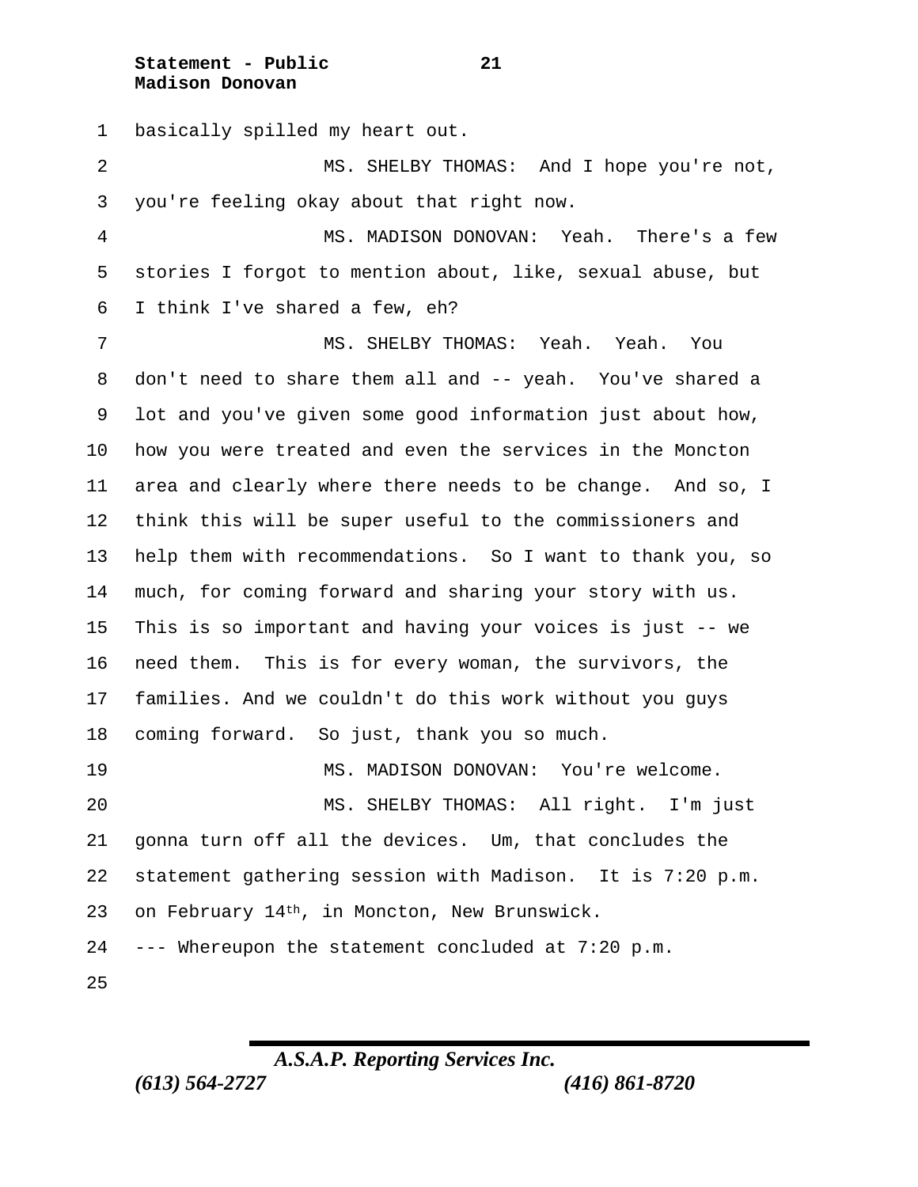basically spilled my heart out.

MS. SHELBY THOMAS: And I hope you're not, you're feeling okay about that right now.

MS. MADISON DONOVAN: Yeah. There's a few stories I forgot to mention about, like, sexual abuse, but I think I've shared a few, eh?

MS. SHELBY THOMAS: Yeah. Yeah. You don't need to share them all and -- yeah. You've shared a lot and you've given some good information just about how, how you were treated and even the services in the Moncton area and clearly where there needs to be change. And so, I think this will be super useful to the commissioners and help them with recommendations. So I want to thank you, so much, for coming forward and sharing your story with us. This is so important and having your voices is just -- we need them. This is for every woman, the survivors, the families. And we couldn't do this work without you guys coming forward. So just, thank you so much.

MS. MADISON DONOVAN: You're welcome.

MS. SHELBY THOMAS: All right. I'm just gonna turn off all the devices. Um, that concludes the statement gathering session with Madison. It is 7:20 p.m. on February 14th, in Moncton, New Brunswick.

--- Whereupon the statement concluded at 7:20 p.m.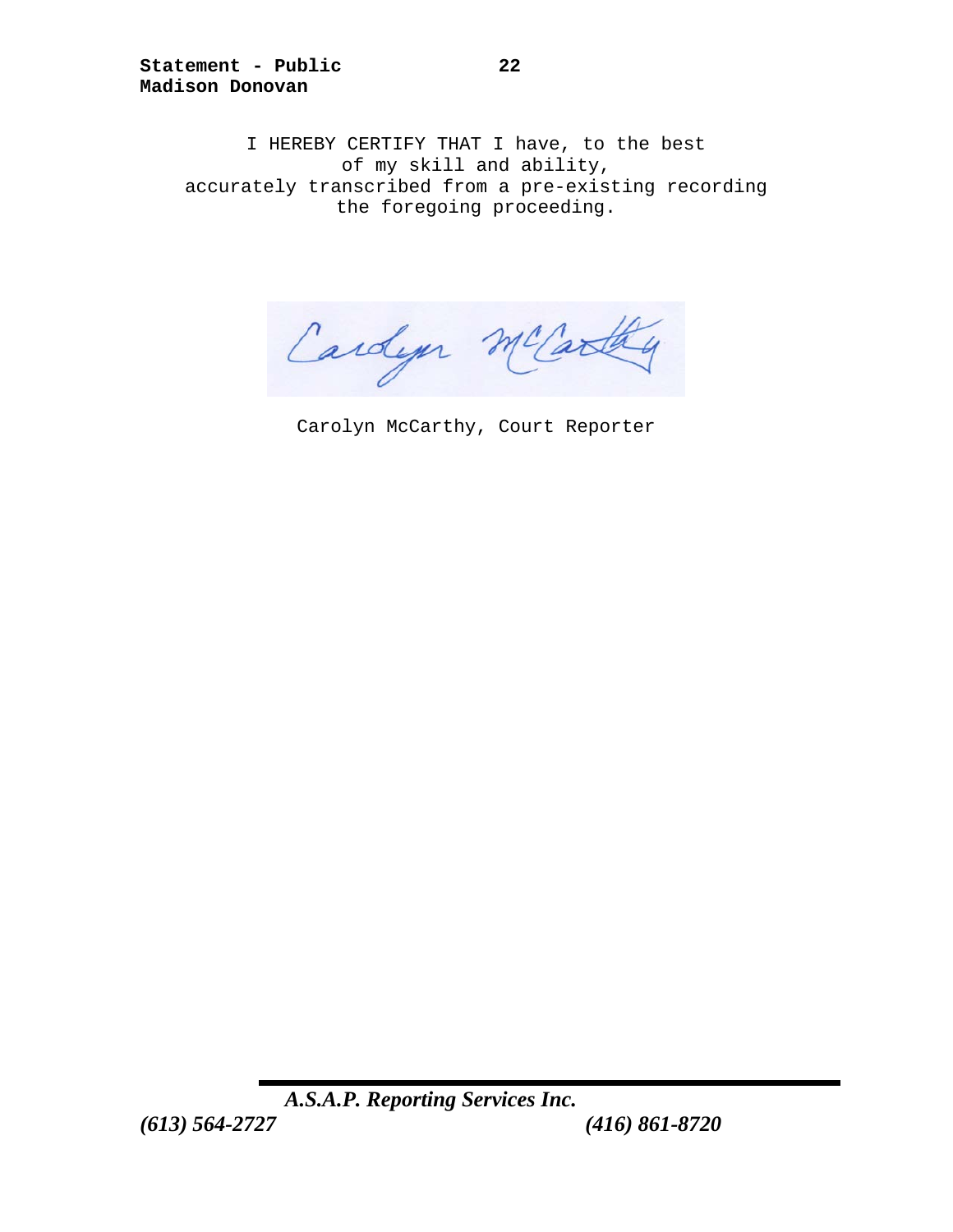I HEREBY CERTIFY THAT I have, to the best of my skill and ability, accurately transcribed from a pre-existing recording the foregoing proceeding.

Carolyn McCarthy, Court Reporter